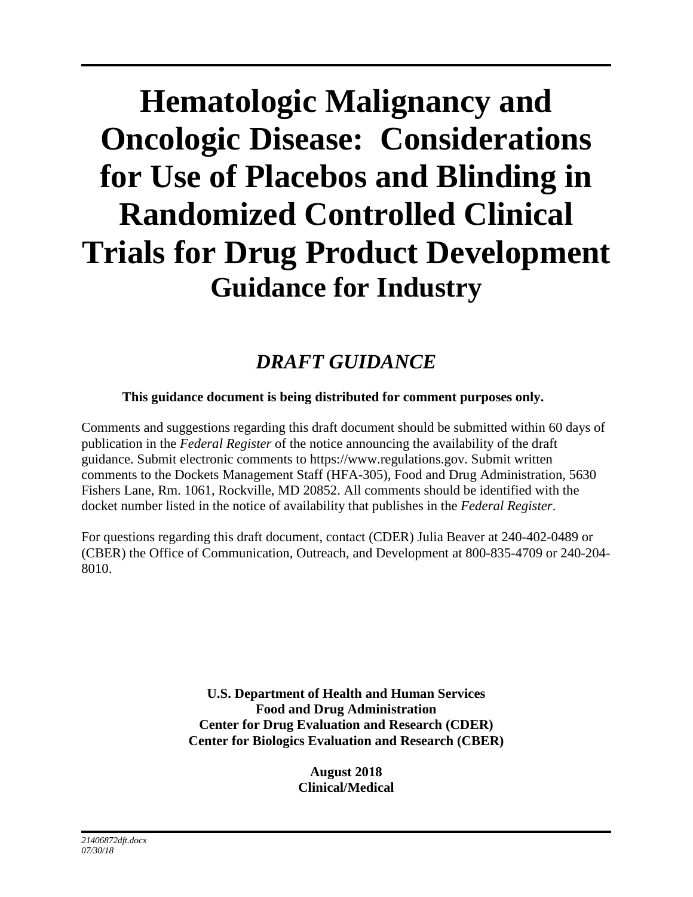# Hematologic Malignancy and Oncologic Disease: Considerations for Use of Placebos and Blinding in Randomized Controlled Clinical Trials for Drug Product Development

## Guidance for Industry

## *DRAFT GUIDANCE*

**This guidance document is being distributed for comment purposes only.**

Comments and suggestions regarding this draft document should be submitted within 60 days of publication in the *Federal Register* of the notice announcing the availability of the draft guidance. Submit electronic comments to https://www.regulations.gov. Submit written comments to the Dockets Management Staff (HFA-305), Food and Drug Administration, 5630 Fishers Lane, Rm. 1061, Rockville, MD 20852. All comments should be identified with the docket number listed in the notice of availability that publishes in the *Federal Register*.

For questions regarding this draft document, contact (CDER) Julia Beaver at 240-402-0489 or (CBER) the Office of Communication, Outreach, and Development at 800-835-4709 or 240-204-8010.

**U.S. Department of Health and Human Services**
**Food and Drug Administration**
**Center for Drug Evaluation and Research (CDER)**
**Center for Biologics Evaluation and Research (CBER)**

**August 2018**
**Clinical/Medical**

*21406872dft.docx*
*07/30/18*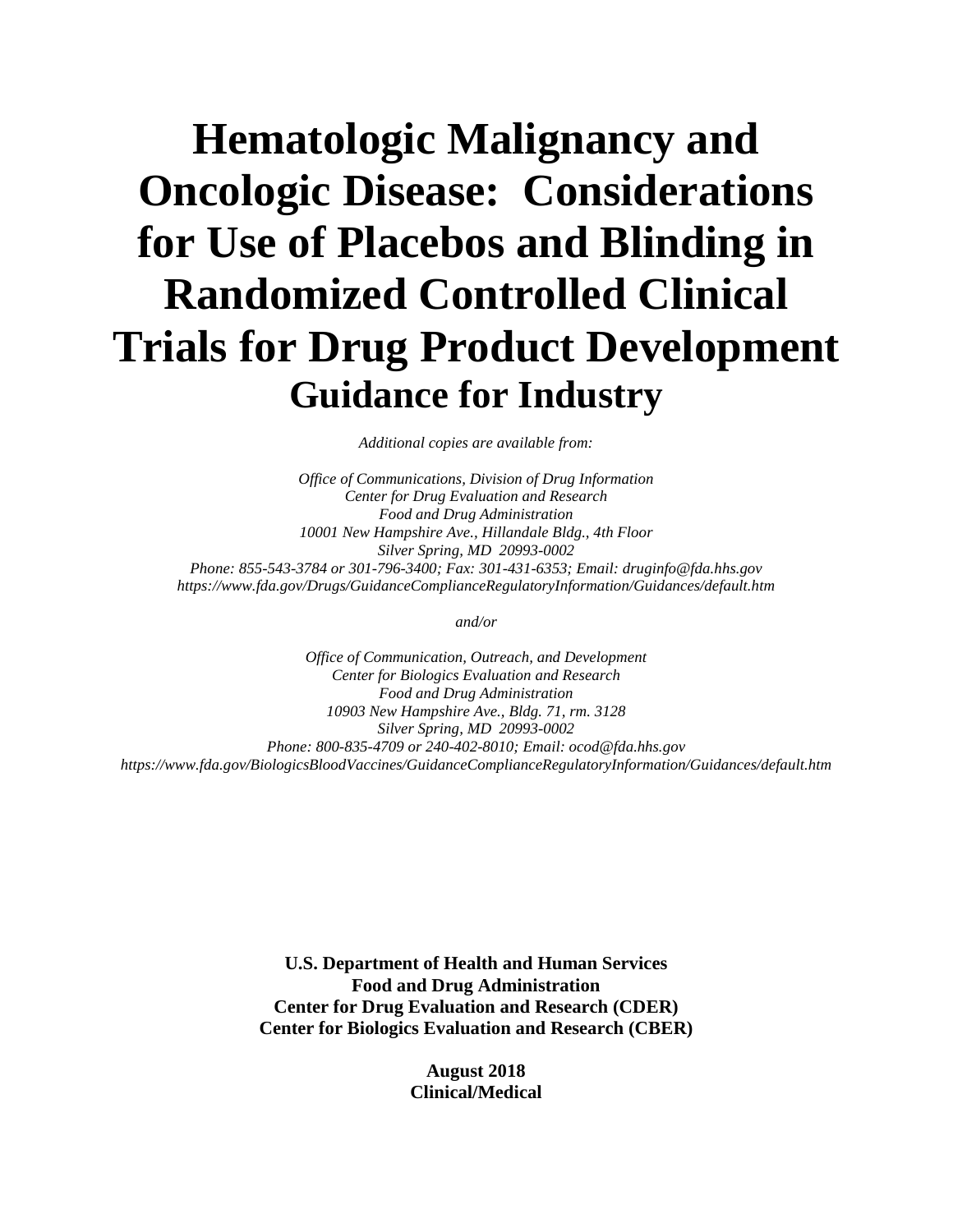# Hematologic Malignancy and Oncologic Disease: Considerations for Use of Placebos and Blinding in Randomized Controlled Clinical Trials for Drug Product Development

## Guidance for Industry

*Additional copies are available from:*

*Office of Communications, Division of Drug Information*
*Center for Drug Evaluation and Research*
*Food and Drug Administration*
*10001 New Hampshire Ave., Hillandale Bldg., 4th Floor*
*Silver Spring, MD 20993-0002*
*Phone: 855-543-3784 or 301-796-3400; Fax: 301-431-6353; Email: druginfo@fda.hhs.gov*
*https://www.fda.gov/Drugs/GuidanceComplianceRegulatoryInformation/Guidances/default.htm*

*and/or*

*Office of Communication, Outreach, and Development*
*Center for Biologics Evaluation and Research*
*Food and Drug Administration*
*10903 New Hampshire Ave., Bldg. 71, rm. 3128*
*Silver Spring, MD 20993-0002*
*Phone: 800-835-4709 or 240-402-8010; Email: ocod@fda.hhs.gov*
*https://www.fda.gov/BiologicsBloodVaccines/GuidanceComplianceRegulatoryInformation/Guidances/default.htm*

**U.S. Department of Health and Human Services**
**Food and Drug Administration**
**Center for Drug Evaluation and Research (CDER)**
**Center for Biologics Evaluation and Research (CBER)**

**August 2018**
**Clinical/Medical**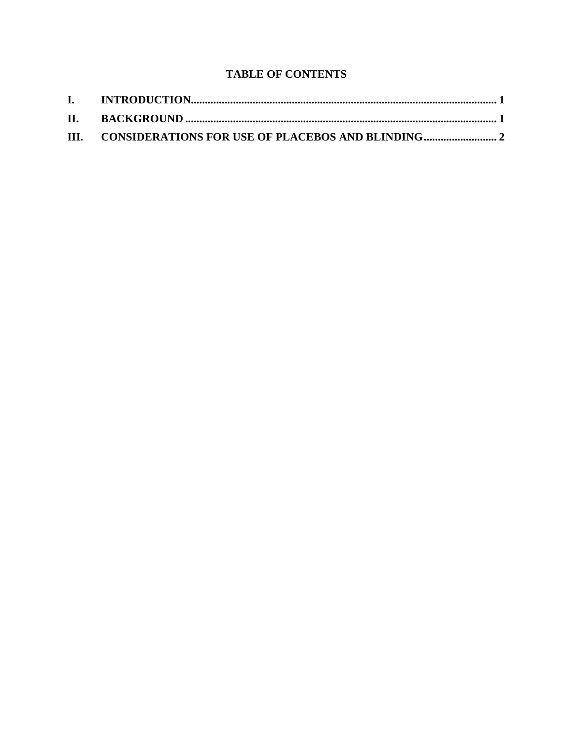# TABLE OF CONTENTS

**I. INTRODUCTION............................................................................................................ 1**

**II. BACKGROUND ............................................................................................................ 1**

**III. CONSIDERATIONS FOR USE OF PLACEBOS AND BLINDING.......................... 2**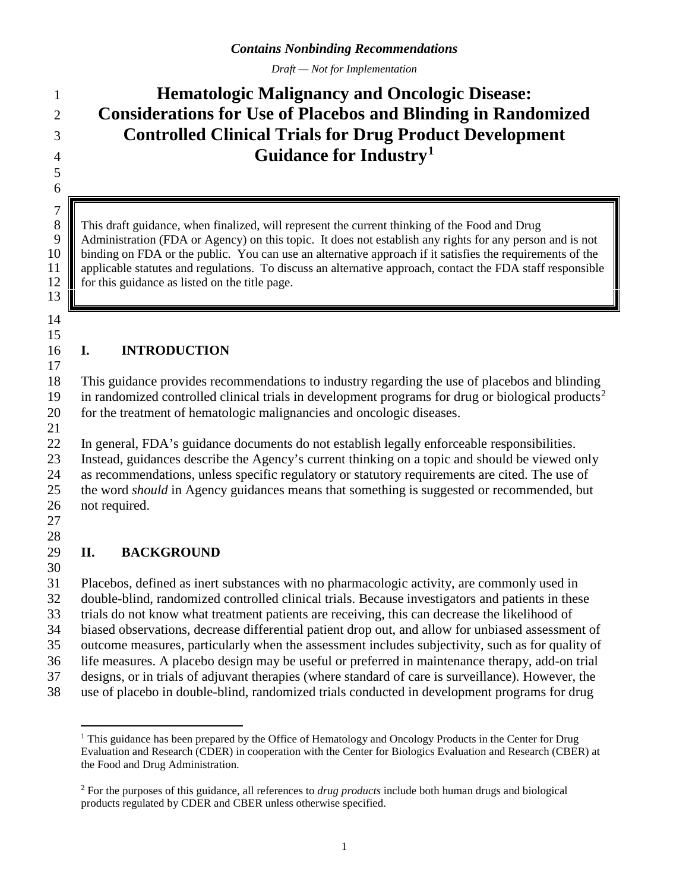*Contains Nonbinding Recommendations*

*Draft — Not for Implementation*

# Hematologic Malignancy and Oncologic Disease: Considerations for Use of Placebos and Blinding in Randomized Controlled Clinical Trials for Drug Product Development Guidance for Industry[1]

This draft guidance, when finalized, will represent the current thinking of the Food and Drug Administration (FDA or Agency) on this topic. It does not establish any rights for any person and is not binding on FDA or the public. You can use an alternative approach if it satisfies the requirements of the applicable statutes and regulations. To discuss an alternative approach, contact the FDA staff responsible for this guidance as listed on the title page.

## I. INTRODUCTION

This guidance provides recommendations to industry regarding the use of placebos and blinding in randomized controlled clinical trials in development programs for drug or biological products[2] for the treatment of hematologic malignancies and oncologic diseases.

In general, FDA's guidance documents do not establish legally enforceable responsibilities. Instead, guidances describe the Agency's current thinking on a topic and should be viewed only as recommendations, unless specific regulatory or statutory requirements are cited. The use of the word *should* in Agency guidances means that something is suggested or recommended, but not required.

## II. BACKGROUND

Placebos, defined as inert substances with no pharmacologic activity, are commonly used in double-blind, randomized controlled clinical trials. Because investigators and patients in these trials do not know what treatment patients are receiving, this can decrease the likelihood of biased observations, decrease differential patient drop out, and allow for unbiased assessment of outcome measures, particularly when the assessment includes subjectivity, such as for quality of life measures. A placebo design may be useful or preferred in maintenance therapy, add-on trial designs, or in trials of adjuvant therapies (where standard of care is surveillance). However, the use of placebo in double-blind, randomized trials conducted in development programs for drug

[1] This guidance has been prepared by the Office of Hematology and Oncology Products in the Center for Drug Evaluation and Research (CDER) in cooperation with the Center for Biologics Evaluation and Research (CBER) at the Food and Drug Administration.

[2] For the purposes of this guidance, all references to *drug products* include both human drugs and biological products regulated by CDER and CBER unless otherwise specified.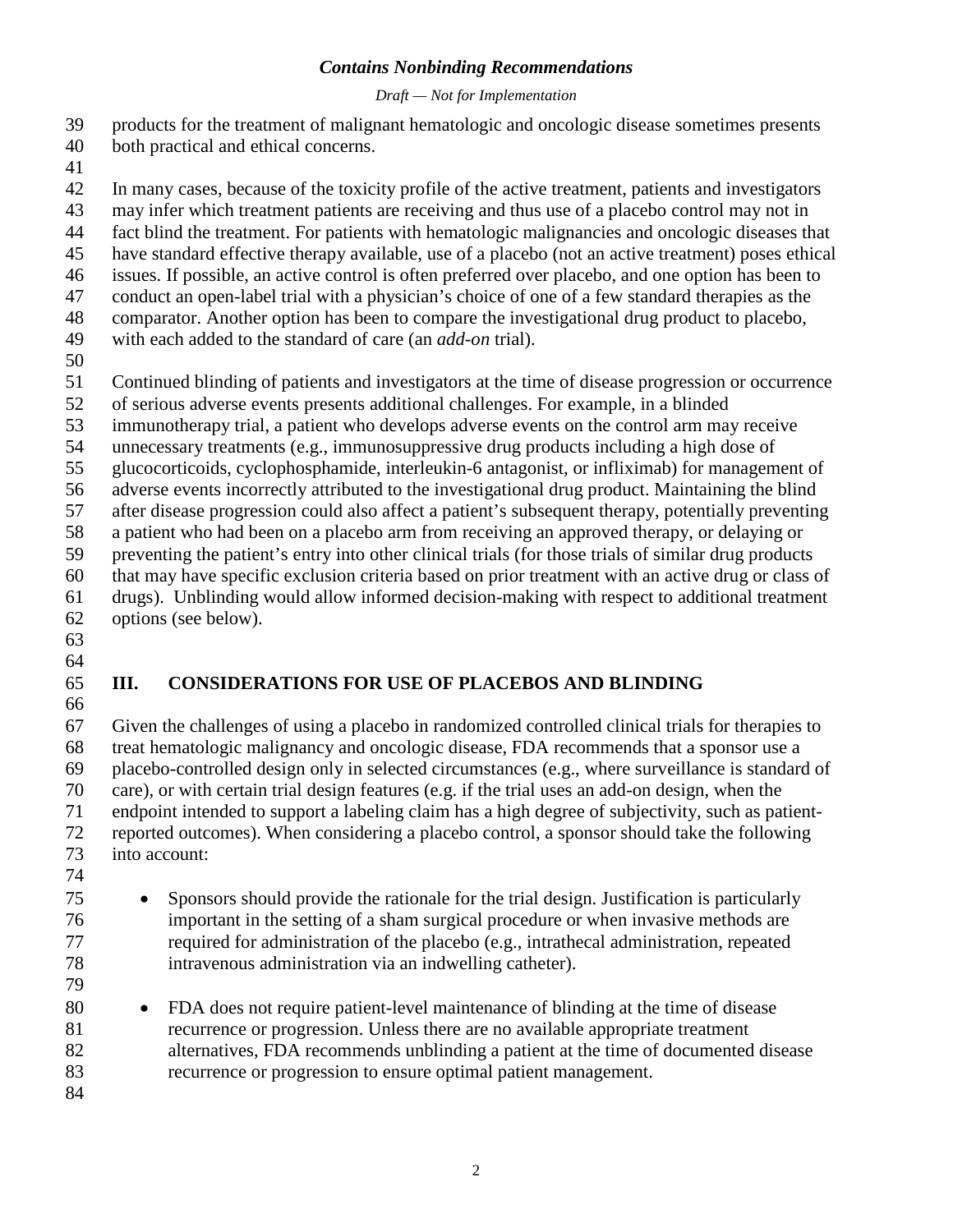products for the treatment of malignant hematologic and oncologic disease sometimes presents both practical and ethical concerns.

In many cases, because of the toxicity profile of the active treatment, patients and investigators may infer which treatment patients are receiving and thus use of a placebo control may not in fact blind the treatment. For patients with hematologic malignancies and oncologic diseases that have standard effective therapy available, use of a placebo (not an active treatment) poses ethical issues. If possible, an active control is often preferred over placebo, and one option has been to conduct an open-label trial with a physician's choice of one of a few standard therapies as the comparator. Another option has been to compare the investigational drug product to placebo, with each added to the standard of care (an *add-on* trial).

Continued blinding of patients and investigators at the time of disease progression or occurrence of serious adverse events presents additional challenges. For example, in a blinded immunotherapy trial, a patient who develops adverse events on the control arm may receive unnecessary treatments (e.g., immunosuppressive drug products including a high dose of glucocorticoids, cyclophosphamide, interleukin-6 antagonist, or infliximab) for management of adverse events incorrectly attributed to the investigational drug product. Maintaining the blind after disease progression could also affect a patient's subsequent therapy, potentially preventing a patient who had been on a placebo arm from receiving an approved therapy, or delaying or preventing the patient's entry into other clinical trials (for those trials of similar drug products that may have specific exclusion criteria based on prior treatment with an active drug or class of drugs). Unblinding would allow informed decision-making with respect to additional treatment options (see below).

## III. CONSIDERATIONS FOR USE OF PLACEBOS AND BLINDING

Given the challenges of using a placebo in randomized controlled clinical trials for therapies to treat hematologic malignancy and oncologic disease, FDA recommends that a sponsor use a placebo-controlled design only in selected circumstances (e.g., where surveillance is standard of care), or with certain trial design features (e.g. if the trial uses an add-on design, when the endpoint intended to support a labeling claim has a high degree of subjectivity, such as patient-reported outcomes). When considering a placebo control, a sponsor should take the following into account:

- Sponsors should provide the rationale for the trial design. Justification is particularly important in the setting of a sham surgical procedure or when invasive methods are required for administration of the placebo (e.g., intrathecal administration, repeated intravenous administration via an indwelling catheter).

- FDA does not require patient-level maintenance of blinding at the time of disease recurrence or progression. Unless there are no available appropriate treatment alternatives, FDA recommends unblinding a patient at the time of documented disease recurrence or progression to ensure optimal patient management.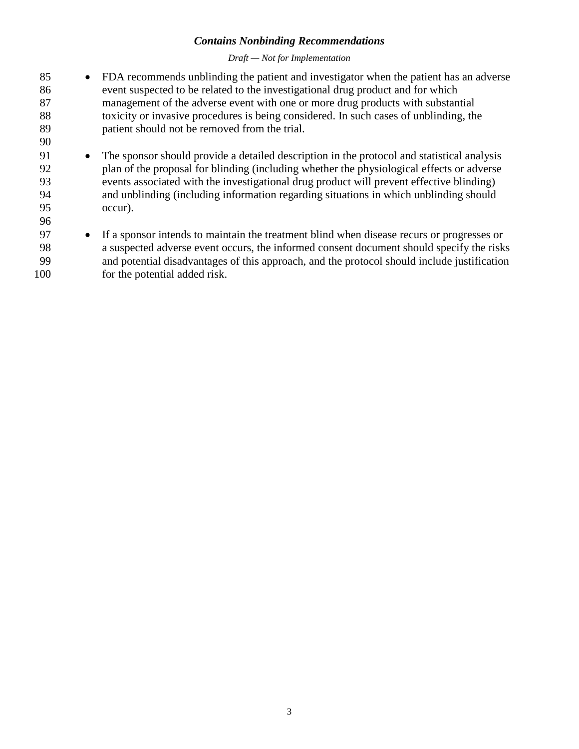- FDA recommends unblinding the patient and investigator when the patient has an adverse event suspected to be related to the investigational drug product and for which management of the adverse event with one or more drug products with substantial toxicity or invasive procedures is being considered. In such cases of unblinding, the patient should not be removed from the trial.

- The sponsor should provide a detailed description in the protocol and statistical analysis plan of the proposal for blinding (including whether the physiological effects or adverse events associated with the investigational drug product will prevent effective blinding) and unblinding (including information regarding situations in which unblinding should occur).

- If a sponsor intends to maintain the treatment blind when disease recurs or progresses or a suspected adverse event occurs, the informed consent document should specify the risks and potential disadvantages of this approach, and the protocol should include justification for the potential added risk.